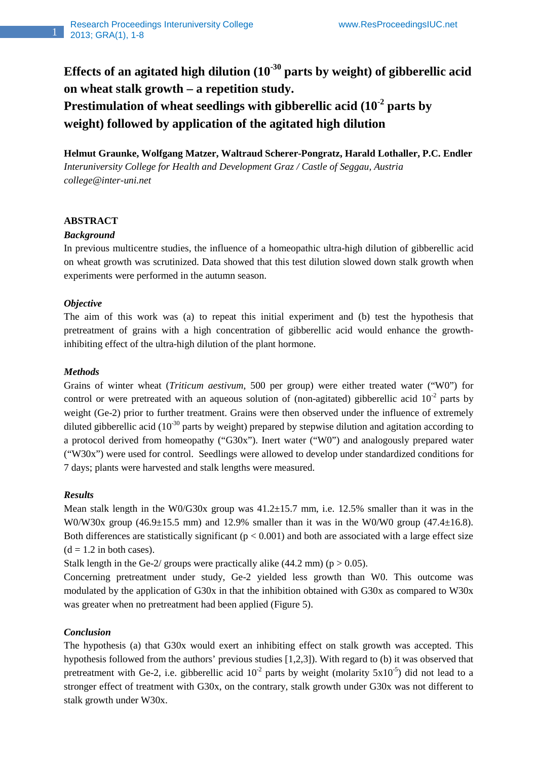# Effects of an agitated high dilution ($10^{-30}$ parts by weight) of gibberellic acid on wheat stalk growth – a repetition study.

# Prestimulation of wheat seedlings with gibberellic acid ($10^{-2}$ parts by weight) followed by application of the agitated high dilution

**Helmut Graunke, Wolfgang Matzer, Waltraud Scherer-Pongratz, Harald Lothaller, P.C. Endler**

*Interuniversity College for Health and Development Graz / Castle of Seggau, Austria*

*college@inter-uni.net*

## ABSTRACT

### *Background*

In previous multicentre studies, the influence of a homeopathic ultra-high dilution of gibberellic acid on wheat growth was scrutinized. Data showed that this test dilution slowed down stalk growth when experiments were performed in the autumn season.

### *Objective*

The aim of this work was (a) to repeat this initial experiment and (b) test the hypothesis that pretreatment of grains with a high concentration of gibberellic acid would enhance the growth-inhibiting effect of the ultra-high dilution of the plant hormone.

### *Methods*

Grains of winter wheat (*Triticum aestivum*, 500 per group) were either treated water ("W0") for control or were pretreated with an aqueous solution of (non-agitated) gibberellic acid $10^{-2}$ parts by weight (Ge-2) prior to further treatment. Grains were then observed under the influence of extremely diluted gibberellic acid ($10^{-30}$ parts by weight) prepared by stepwise dilution and agitation according to a protocol derived from homeopathy ("G30x"). Inert water ("W0") and analogously prepared water ("W30x") were used for control. Seedlings were allowed to develop under standardized conditions for 7 days; plants were harvested and stalk lengths were measured.

### *Results*

Mean stalk length in the W0/G30x group was $41.2 \pm 15.7$ mm, i.e. 12.5% smaller than it was in the W0/W30x group ($46.9 \pm 15.5$ mm) and 12.9% smaller than it was in the W0/W0 group ($47.4 \pm 16.8$). Both differences are statistically significant ($p < 0.001$) and both are associated with a large effect size ($d = 1.2$ in both cases).

Stalk length in the Ge-2/ groups were practically alike (44.2 mm) ($p > 0.05$).

Concerning pretreatment under study, Ge-2 yielded less growth than W0. This outcome was modulated by the application of G30x in that the inhibition obtained with G30x as compared to W30x was greater when no pretreatment had been applied (Figure 5).

### *Conclusion*

The hypothesis (a) that G30x would exert an inhibiting effect on stalk growth was accepted. This hypothesis followed from the authors' previous studies [1,2,3]). With regard to (b) it was observed that pretreatment with Ge-2, i.e. gibberellic acid $10^{-2}$ parts by weight (molarity $5 \times 10^{-5}$) did not lead to a stronger effect of treatment with G30x, on the contrary, stalk growth under G30x was not different to stalk growth under W30x.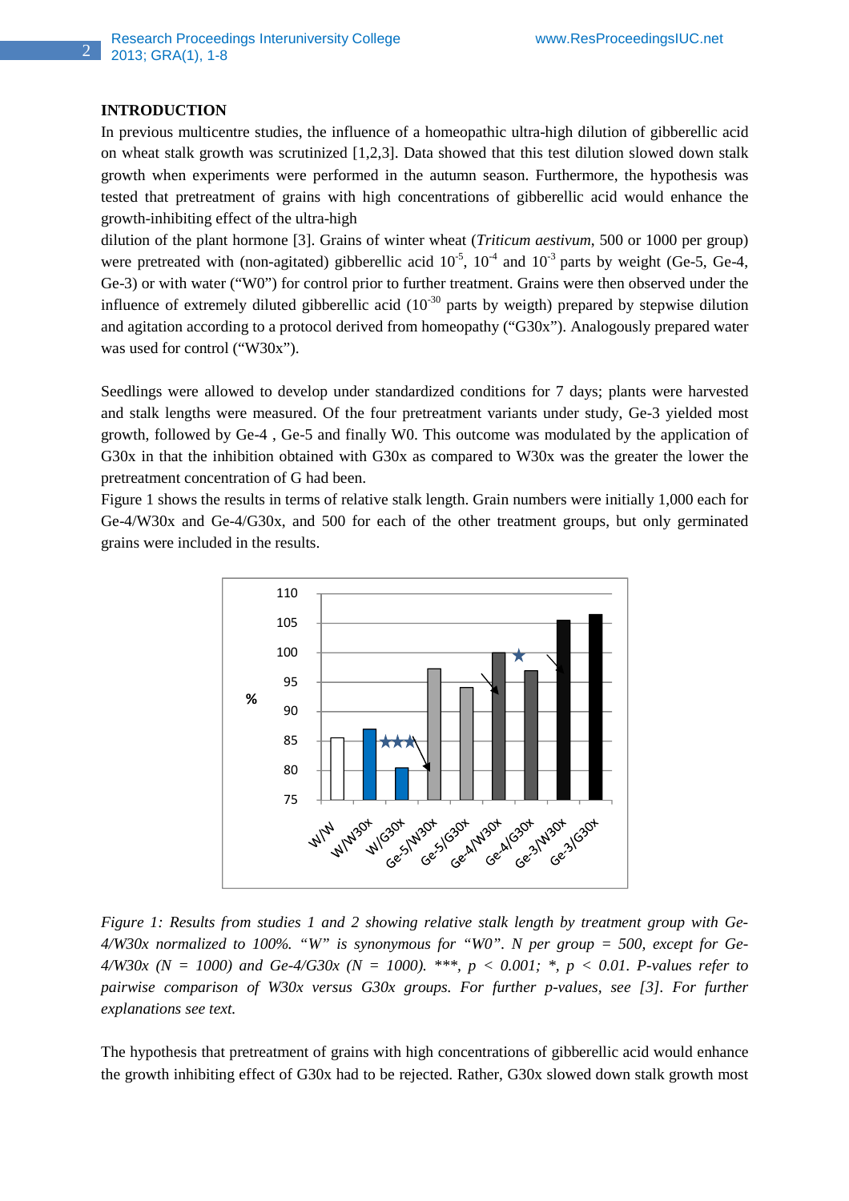## INTRODUCTION

In previous multicentre studies, the influence of a homeopathic ultra-high dilution of gibberellic acid on wheat stalk growth was scrutinized [1,2,3]. Data showed that this test dilution slowed down stalk growth when experiments were performed in the autumn season. Furthermore, the hypothesis was tested that pretreatment of grains with high concentrations of gibberellic acid would enhance the growth-inhibiting effect of the ultra-high dilution of the plant hormone [3]. Grains of winter wheat (*Triticum aestivum*, 500 or 1000 per group) were pretreated with (non-agitated) gibberellic acid $10^{-5}$, $10^{-4}$ and $10^{-3}$ parts by weight (Ge-5, Ge-4, Ge-3) or with water ("W0") for control prior to further treatment. Grains were then observed under the influence of extremely diluted gibberellic acid ($10^{-30}$ parts by weigth) prepared by stepwise dilution and agitation according to a protocol derived from homeopathy ("G30x"). Analogously prepared water was used for control ("W30x").

Seedlings were allowed to develop under standardized conditions for 7 days; plants were harvested and stalk lengths were measured. Of the four pretreatment variants under study, Ge-3 yielded most growth, followed by Ge-4 , Ge-5 and finally W0. This outcome was modulated by the application of G30x in that the inhibition obtained with G30x as compared to W30x was the greater the lower the pretreatment concentration of G had been.

Figure 1 shows the results in terms of relative stalk length. Grain numbers were initially 1,000 each for Ge-4/W30x and Ge-4/G30x, and 500 for each of the other treatment groups, but only germinated grains were included in the results.

*Figure 1: Results from studies 1 and 2 showing relative stalk length by treatment group with Ge-4/W30x normalized to 100%. "W" is synonymous for "W0". N per group = 500, except for Ge-4/W30x (N = 1000) and Ge-4/G30x (N = 1000). \*\*\*, $p < 0.001$; \*, $p < 0.01$. P-values refer to pairwise comparison of W30x versus G30x groups. For further p-values, see [3]. For further explanations see text.*

The hypothesis that pretreatment of grains with high concentrations of gibberellic acid would enhance the growth inhibiting effect of G30x had to be rejected. Rather, G30x slowed down stalk growth most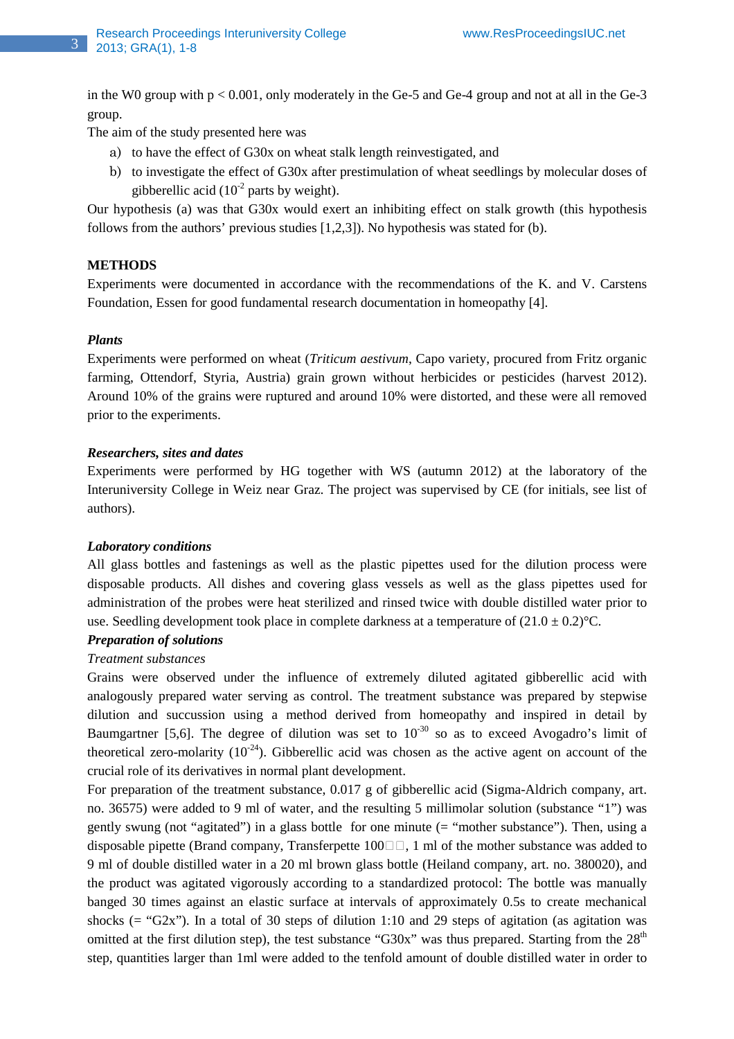in the W0 group with $p < 0.001$, only moderately in the Ge-5 and Ge-4 group and not at all in the Ge-3 group.

The aim of the study presented here was

a) to have the effect of G30x on wheat stalk length reinvestigated, and
b) to investigate the effect of G30x after prestimulation of wheat seedlings by molecular doses of gibberellic acid ($10^{-2}$ parts by weight).

Our hypothesis (a) was that G30x would exert an inhibiting effect on stalk growth (this hypothesis follows from the authors' previous studies [1,2,3]). No hypothesis was stated for (b).

## METHODS

Experiments were documented in accordance with the recommendations of the K. and V. Carstens Foundation, Essen for good fundamental research documentation in homeopathy [4].

### *Plants*

Experiments were performed on wheat (*Triticum aestivum*, Capo variety, procured from Fritz organic farming, Ottendorf, Styria, Austria) grain grown without herbicides or pesticides (harvest 2012). Around 10% of the grains were ruptured and around 10% were distorted, and these were all removed prior to the experiments.

### *Researchers, sites and dates*

Experiments were performed by HG together with WS (autumn 2012) at the laboratory of the Interuniversity College in Weiz near Graz. The project was supervised by CE (for initials, see list of authors).

### *Laboratory conditions*

All glass bottles and fastenings as well as the plastic pipettes used for the dilution process were disposable products. All dishes and covering glass vessels as well as the glass pipettes used for administration of the probes were heat sterilized and rinsed twice with double distilled water prior to use. Seedling development took place in complete darkness at a temperature of $(21.0 \pm 0.2)$°C.

### *Preparation of solutions*

*Treatment substances*

Grains were observed under the influence of extremely diluted agitated gibberellic acid with analogously prepared water serving as control. The treatment substance was prepared by stepwise dilution and succussion using a method derived from homeopathy and inspired in detail by Baumgartner [5,6]. The degree of dilution was set to $10^{-30}$ so as to exceed Avogadro's limit of theoretical zero-molarity ($10^{-24}$). Gibberellic acid was chosen as the active agent on account of the crucial role of its derivatives in normal plant development.

For preparation of the treatment substance, 0.017 g of gibberellic acid (Sigma-Aldrich company, art. no. 36575) were added to 9 ml of water, and the resulting 5 millimolar solution (substance "1") was gently swung (not "agitated") in a glass bottle for one minute (= "mother substance"). Then, using a disposable pipette (Brand company, Transferpette 100□□, 1 ml of the mother substance was added to 9 ml of double distilled water in a 20 ml brown glass bottle (Heiland company, art. no. 380020), and the product was agitated vigorously according to a standardized protocol: The bottle was manually banged 30 times against an elastic surface at intervals of approximately 0.5s to create mechanical shocks (= "G2x"). In a total of 30 steps of dilution 1:10 and 29 steps of agitation (as agitation was omitted at the first dilution step), the test substance "G30x" was thus prepared. Starting from the 28th step, quantities larger than 1ml were added to the tenfold amount of double distilled water in order to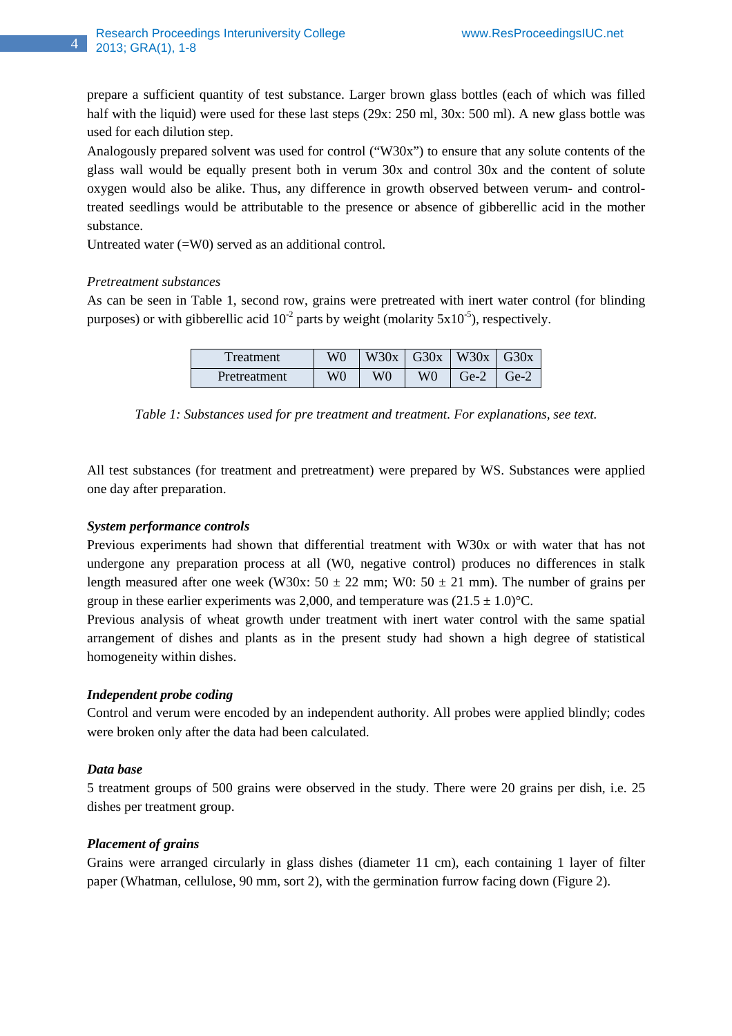prepare a sufficient quantity of test substance. Larger brown glass bottles (each of which was filled half with the liquid) were used for these last steps (29x: 250 ml, 30x: 500 ml). A new glass bottle was used for each dilution step.

Analogously prepared solvent was used for control ("W30x") to ensure that any solute contents of the glass wall would be equally present both in verum 30x and control 30x and the content of solute oxygen would also be alike. Thus, any difference in growth observed between verum- and control-treated seedlings would be attributable to the presence or absence of gibberellic acid in the mother substance.

Untreated water (=W0) served as an additional control.

*Pretreatment substances*

As can be seen in Table 1, second row, grains were pretreated with inert water control (for blinding purposes) or with gibberellic acid $10^{-2}$ parts by weight (molarity $5x10^{-5}$), respectively.

| Treatment | W0 | W30x | G30x | W30x | G30x |
|---|---|---|---|---|---|
| Pretreatment | W0 | W0 | W0 | Ge-2 | Ge-2 |

*Table 1: Substances used for pre treatment and treatment. For explanations, see text.*

All test substances (for treatment and pretreatment) were prepared by WS. Substances were applied one day after preparation.

***System performance controls***

Previous experiments had shown that differential treatment with W30x or with water that has not undergone any preparation process at all (W0, negative control) produces no differences in stalk length measured after one week (W30x: 50 ± 22 mm; W0: 50 ± 21 mm). The number of grains per group in these earlier experiments was 2,000, and temperature was (21.5 ± 1.0)°C.

Previous analysis of wheat growth under treatment with inert water control with the same spatial arrangement of dishes and plants as in the present study had shown a high degree of statistical homogeneity within dishes.

***Independent probe coding***

Control and verum were encoded by an independent authority. All probes were applied blindly; codes were broken only after the data had been calculated.

***Data base***

5 treatment groups of 500 grains were observed in the study. There were 20 grains per dish, i.e. 25 dishes per treatment group.

***Placement of grains***

Grains were arranged circularly in glass dishes (diameter 11 cm), each containing 1 layer of filter paper (Whatman, cellulose, 90 mm, sort 2), with the germination furrow facing down (Figure 2).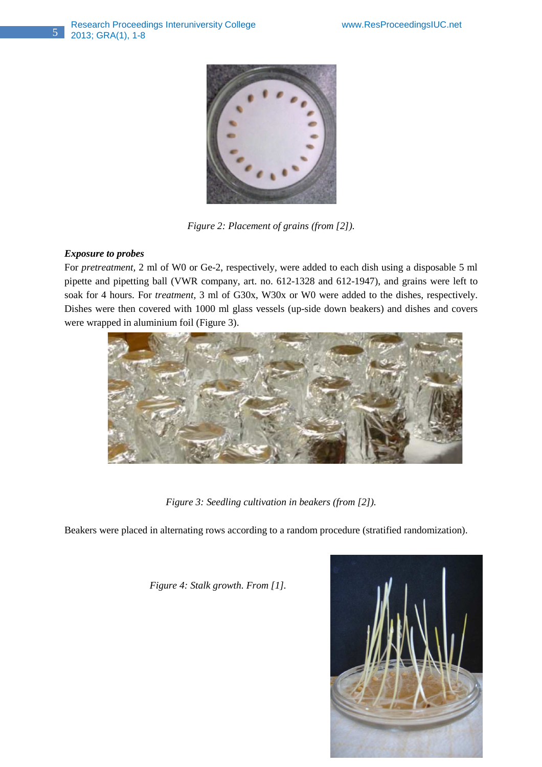Figure 2: Placement of grains (from [2]).

***Exposure to probes***

For *pretreatment*, 2 ml of W0 or Ge-2, respectively, were added to each dish using a disposable 5 ml pipette and pipetting ball (VWR company, art. no. 612-1328 and 612-1947), and grains were left to soak for 4 hours. For *treatment*, 3 ml of G30x, W30x or W0 were added to the dishes, respectively. Dishes were then covered with 1000 ml glass vessels (up-side down beakers) and dishes and covers were wrapped in aluminium foil (Figure 3).

*Figure 3: Seedling cultivation in beakers (from [2]).*

Beakers were placed in alternating rows according to a random procedure (stratified randomization).

*Figure 4: Stalk growth. From [1].*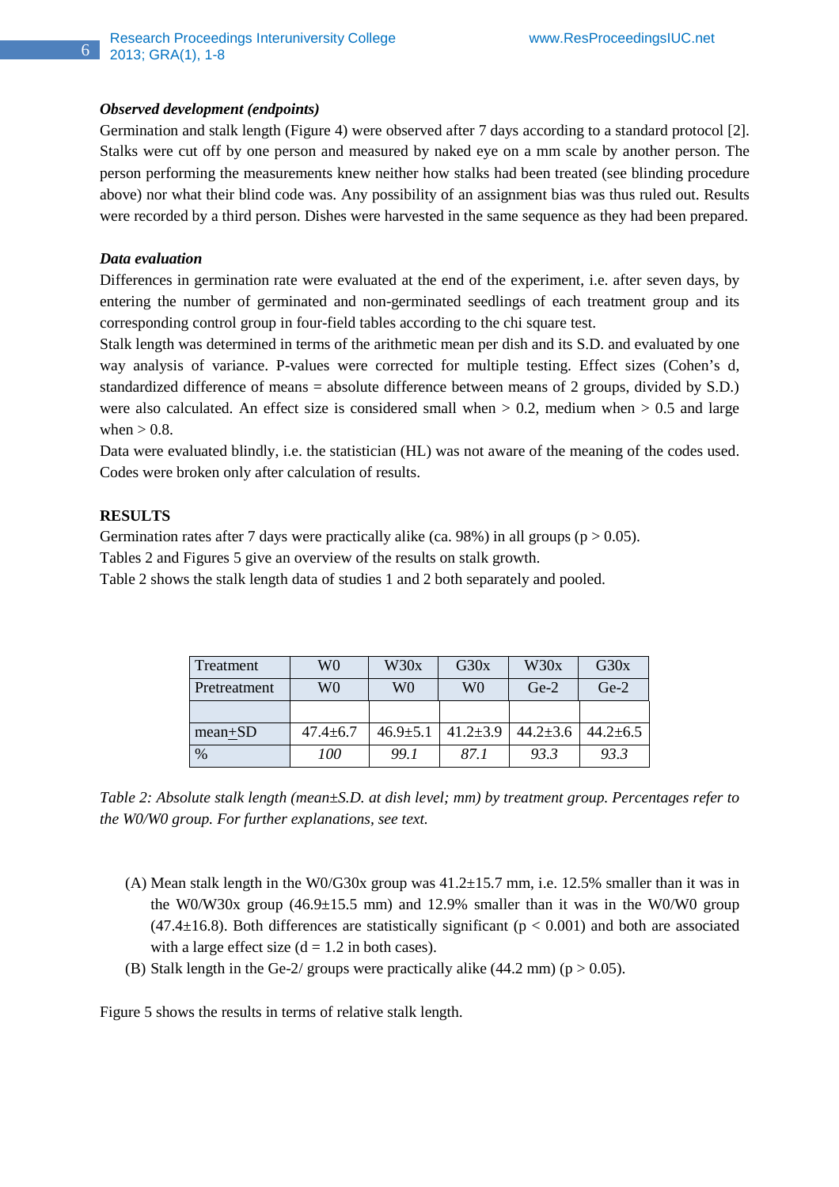***Observed development (endpoints)***

Germination and stalk length (Figure 4) were observed after 7 days according to a standard protocol [2]. Stalks were cut off by one person and measured by naked eye on a mm scale by another person. The person performing the measurements knew neither how stalks had been treated (see blinding procedure above) nor what their blind code was. Any possibility of an assignment bias was thus ruled out. Results were recorded by a third person. Dishes were harvested in the same sequence as they had been prepared.

***Data evaluation***

Differences in germination rate were evaluated at the end of the experiment, i.e. after seven days, by entering the number of germinated and non-germinated seedlings of each treatment group and its corresponding control group in four-field tables according to the chi square test.

Stalk length was determined in terms of the arithmetic mean per dish and its S.D. and evaluated by one way analysis of variance. P-values were corrected for multiple testing. Effect sizes (Cohen's d, standardized difference of means = absolute difference between means of 2 groups, divided by S.D.) were also calculated. An effect size is considered small when > 0.2, medium when > 0.5 and large when > 0.8.

Data were evaluated blindly, i.e. the statistician (HL) was not aware of the meaning of the codes used. Codes were broken only after calculation of results.

**RESULTS**

Germination rates after 7 days were practically alike (ca. 98%) in all groups ($p > 0.05$).

Tables 2 and Figures 5 give an overview of the results on stalk growth.

Table 2 shows the stalk length data of studies 1 and 2 both separately and pooled.

| Treatment | W0 | W30x | G30x | W30x | G30x |
|---|---|---|---|---|---|
| Pretreatment | W0 | W0 | W0 | Ge-2 | Ge-2 |
| | | | | | |
| mean±SD | 47.4±6.7 | 46.9±5.1 | 41.2±3.9 | 44.2±3.6 | 44.2±6.5 |
| % | *100* | *99.1* | *87.1* | *93.3* | *93.3* |

*Table 2: Absolute stalk length (mean±S.D. at dish level; mm) by treatment group. Percentages refer to the W0/W0 group. For further explanations, see text.*

(A) Mean stalk length in the W0/G30x group was 41.2±15.7 mm, i.e. 12.5% smaller than it was in the W0/W30x group (46.9±15.5 mm) and 12.9% smaller than it was in the W0/W0 group (47.4±16.8). Both differences are statistically significant ($p < 0.001$) and both are associated with a large effect size ($d = 1.2$ in both cases).

(B) Stalk length in the Ge-2/ groups were practically alike (44.2 mm) ($p > 0.05$).

Figure 5 shows the results in terms of relative stalk length.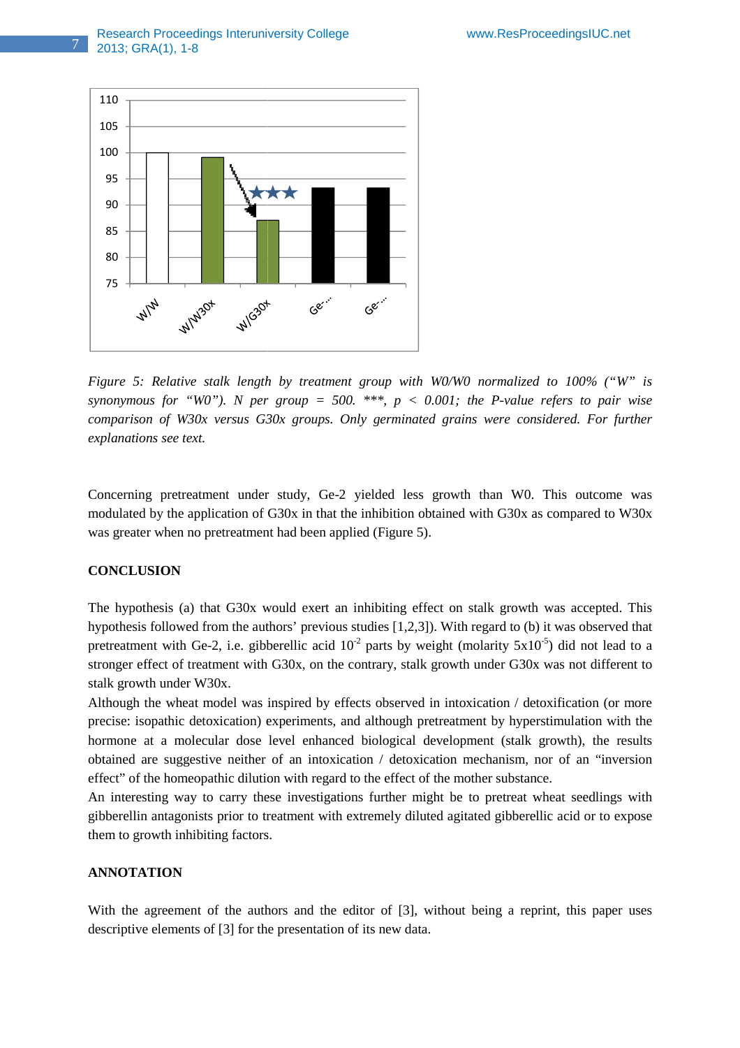*Figure 5: Relative stalk length by treatment group with W0/W0 normalized to 100% ("W" is synonymous for "W0"). N per group = 500. \*\*\*, $p < 0.001$; the P-value refers to pair wise comparison of W30x versus G30x groups. Only germinated grains were considered. For further explanations see text.*

Concerning pretreatment under study, Ge-2 yielded less growth than W0. This outcome was modulated by the application of G30x in that the inhibition obtained with G30x as compared to W30x was greater when no pretreatment had been applied (Figure 5).

## CONCLUSION

The hypothesis (a) that G30x would exert an inhibiting effect on stalk growth was accepted. This hypothesis followed from the authors' previous studies [1,2,3]). With regard to (b) it was observed that pretreatment with Ge-2, i.e. gibberellic acid $10^{-2}$ parts by weight (molarity $5x10^{-5}$) did not lead to a stronger effect of treatment with G30x, on the contrary, stalk growth under G30x was not different to stalk growth under W30x.

Although the wheat model was inspired by effects observed in intoxication / detoxification (or more precise: isopathic detoxication) experiments, and although pretreatment by hyperstimulation with the hormone at a molecular dose level enhanced biological development (stalk growth), the results obtained are suggestive neither of an intoxication / detoxication mechanism, nor of an "inversion effect" of the homeopathic dilution with regard to the effect of the mother substance.

An interesting way to carry these investigations further might be to pretreat wheat seedlings with gibberellin antagonists prior to treatment with extremely diluted agitated gibberellic acid or to expose them to growth inhibiting factors.

## ANNOTATION

With the agreement of the authors and the editor of [3], without being a reprint, this paper uses descriptive elements of [3] for the presentation of its new data.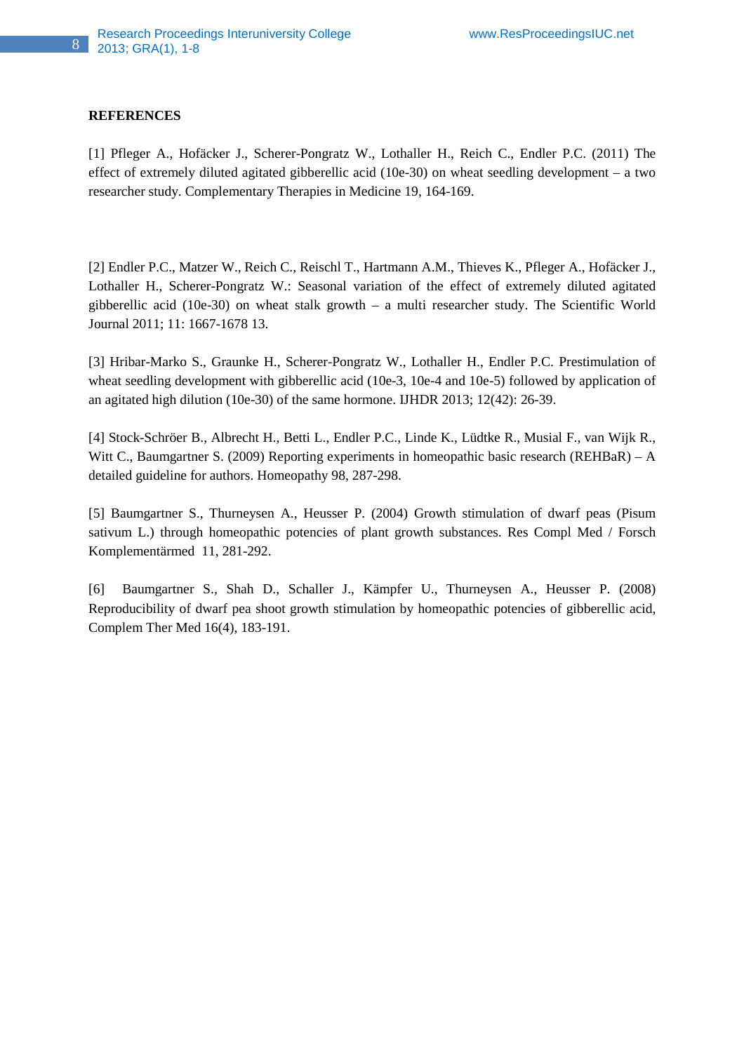**REFERENCES**

[1] Pfleger A., Hofäcker J., Scherer-Pongratz W., Lothaller H., Reich C., Endler P.C. (2011) The effect of extremely diluted agitated gibberellic acid (10e-30) on wheat seedling development – a two researcher study. Complementary Therapies in Medicine 19, 164-169.

[2] Endler P.C., Matzer W., Reich C., Reischl T., Hartmann A.M., Thieves K., Pfleger A., Hofäcker J., Lothaller H., Scherer-Pongratz W.: Seasonal variation of the effect of extremely diluted agitated gibberellic acid (10e-30) on wheat stalk growth – a multi researcher study. The Scientific World Journal 2011; 11: 1667-1678 13.

[3] Hribar-Marko S., Graunke H., Scherer-Pongratz W., Lothaller H., Endler P.C. Prestimulation of wheat seedling development with gibberellic acid (10e-3, 10e-4 and 10e-5) followed by application of an agitated high dilution (10e-30) of the same hormone. IJHDR 2013; 12(42): 26-39.

[4] Stock-Schröer B., Albrecht H., Betti L., Endler P.C., Linde K., Lüdtke R., Musial F., van Wijk R., Witt C., Baumgartner S. (2009) Reporting experiments in homeopathic basic research (REHBaR) – A detailed guideline for authors. Homeopathy 98, 287-298.

[5] Baumgartner S., Thurneysen A., Heusser P. (2004) Growth stimulation of dwarf peas (Pisum sativum L.) through homeopathic potencies of plant growth substances. Res Compl Med / Forsch Komplementärmed 11, 281-292.

[6] Baumgartner S., Shah D., Schaller J., Kämpfer U., Thurneysen A., Heusser P. (2008) Reproducibility of dwarf pea shoot growth stimulation by homeopathic potencies of gibberellic acid, Complem Ther Med 16(4), 183-191.